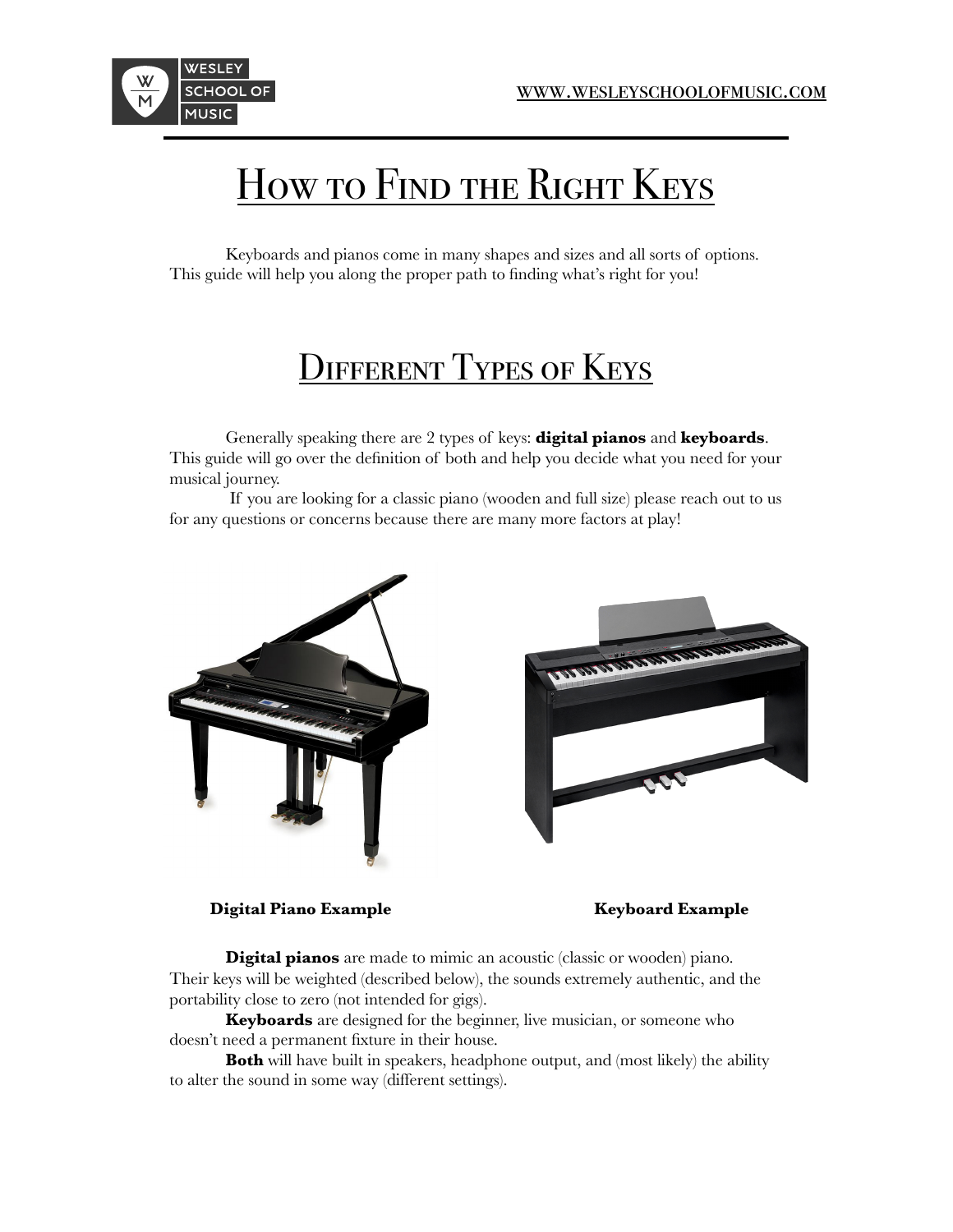# How to Find the Right Keys

Keyboards and pianos come in many shapes and sizes and all sorts of options. This guide will help you along the proper path to finding what's right for you!

## Different Types of Keys

Generally speaking there are 2 types of keys: **digital pianos** and **keyboards**. This guide will go over the definition of both and help you decide what you need for your musical journey.

If you are looking for a classic piano (wooden and full size) please reach out to us for any questions or concerns because there are many more factors at play!

**Digital Piano Example**

**Keyboard Example**

**Digital pianos** are made to mimic an acoustic (classic or wooden) piano. Their keys will be weighted (described below), the sounds extremely authentic, and the portability close to zero (not intended for gigs).

**Keyboards** are designed for the beginner, live musician, or someone who doesn't need a permanent fixture in their house.

**Both** will have built in speakers, headphone output, and (most likely) the ability to alter the sound in some way (different settings).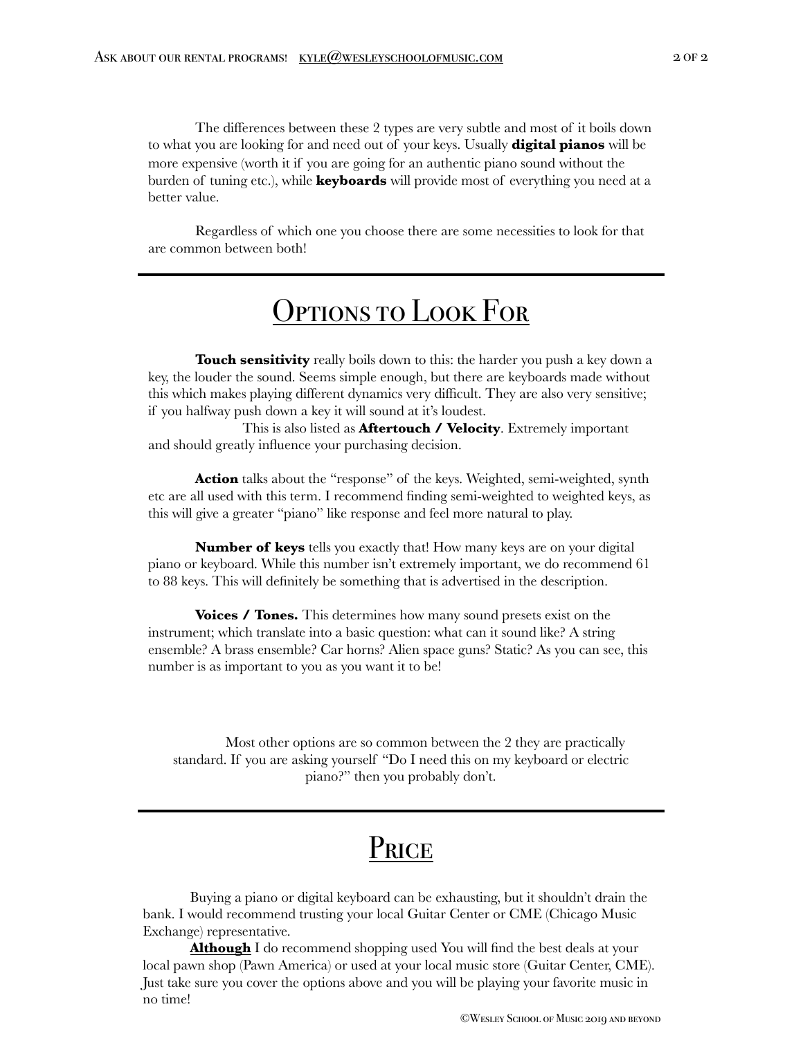The differences between these 2 types are very subtle and most of it boils down to what you are looking for and need out of your keys. Usually **digital pianos** will be more expensive (worth it if you are going for an authentic piano sound without the burden of tuning etc.), while **keyboards** will provide most of everything you need at a better value.

Regardless of which one you choose there are some necessities to look for that are common between both!

## Options to Look For

**Touch sensitivity** really boils down to this: the harder you push a key down a key, the louder the sound. Seems simple enough, but there are keyboards made without this which makes playing different dynamics very difficult. They are also very sensitive; if you halfway push down a key it will sound at it's loudest.
This is also listed as **Aftertouch / Velocity**. Extremely important and should greatly influence your purchasing decision.

**Action** talks about the "response" of the keys. Weighted, semi-weighted, synth etc are all used with this term. I recommend finding semi-weighted to weighted keys, as this will give a greater "piano" like response and feel more natural to play.

**Number of keys** tells you exactly that! How many keys are on your digital piano or keyboard. While this number isn't extremely important, we do recommend 61 to 88 keys. This will definitely be something that is advertised in the description.

**Voices / Tones.** This determines how many sound presets exist on the instrument; which translate into a basic question: what can it sound like? A string ensemble? A brass ensemble? Car horns? Alien space guns? Static? As you can see, this number is as important to you as you want it to be!

Most other options are so common between the 2 they are practically standard. If you are asking yourself "Do I need this on my keyboard or electric piano?" then you probably don't.

## Price

Buying a piano or digital keyboard can be exhausting, but it shouldn't drain the bank. I would recommend trusting your local Guitar Center or CME (Chicago Music Exchange) representative.

**Although** I do recommend shopping used You will find the best deals at your local pawn shop (Pawn America) or used at your local music store (Guitar Center, CME). Just take sure you cover the options above and you will be playing your favorite music in no time!

©Wesley School of Music 2019 and beyond